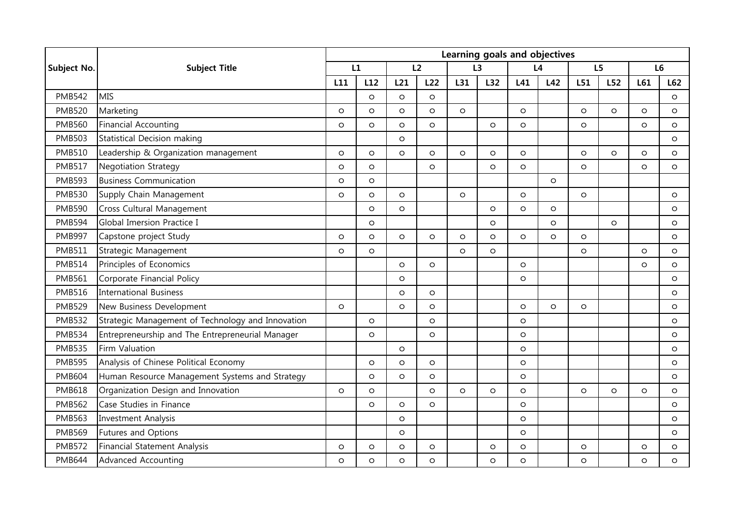| Subject No. | Subject Title | Learning goals and objectives | | | | | | | | | | | |
|---|---|---|---|---|---|---|---|---|---|---|---|---|---|
| | | L1 | | L2 | | L3 | | L4 | | L5 | | L6 | |
| | | L11 | L12 | L21 | L22 | L31 | L32 | L41 | L42 | L51 | L52 | L61 | L62 |
| PMB542 | MIS | | ○ | ○ | ○ | | | | | | | | ○ |
| PMB520 | Marketing | ○ | ○ | ○ | ○ | ○ | | ○ | | ○ | ○ | ○ | ○ |
| PMB560 | Financial Accounting | ○ | ○ | ○ | ○ | | ○ | ○ | | ○ | | ○ | ○ |
| PMB503 | Statistical Decision making | | | ○ | | | | | | | | | ○ |
| PMB510 | Leadership & Organization management | ○ | ○ | ○ | ○ | ○ | ○ | ○ | | ○ | ○ | ○ | ○ |
| PMB517 | Negotiation Strategy | ○ | ○ | | ○ | | ○ | ○ | | ○ | | ○ | ○ |
| PMB593 | Business Communication | ○ | ○ | | | | | | ○ | | | | |
| PMB530 | Supply Chain Management | ○ | ○ | ○ | | ○ | | ○ | | ○ | | | ○ |
| PMB590 | Cross Cultural Management | | ○ | ○ | | | ○ | ○ | ○ | | | | ○ |
| PMB594 | Global Imersion Practice I | | ○ | | | | ○ | | ○ | | ○ | | ○ |
| PMB997 | Capstone project Study | ○ | ○ | ○ | ○ | ○ | ○ | ○ | ○ | ○ | | | ○ |
| PMB511 | Strategic Management | ○ | ○ | | | ○ | ○ | | | ○ | | ○ | ○ |
| PMB514 | Principles of Economics | | | ○ | ○ | | | ○ | | | | ○ | ○ |
| PMB561 | Corporate Financial Policy | | | ○ | | | | ○ | | | | | ○ |
| PMB516 | International Business | | | ○ | ○ | | | | | | | | ○ |
| PMB529 | New Business Development | ○ | | ○ | ○ | | | ○ | ○ | ○ | | | ○ |
| PMB532 | Strategic Management of Technology and Innovation | | ○ | | ○ | | | ○ | | | | | ○ |
| PMB534 | Entrepreneurship and The Entrepreneurial Manager | | ○ | | ○ | | | ○ | | | | | ○ |
| PMB535 | Firm Valuation | | | ○ | | | | ○ | | | | | ○ |
| PMB595 | Analysis of Chinese Political Economy | | ○ | ○ | ○ | | | ○ | | | | | ○ |
| PMB604 | Human Resource Management Systems and Strategy | | ○ | ○ | ○ | | | ○ | | | | | ○ |
| PMB618 | Organization Design and Innovation | ○ | ○ | | ○ | ○ | ○ | ○ | | ○ | ○ | ○ | ○ |
| PMB562 | Case Studies in Finance | | ○ | ○ | ○ | | | ○ | | | | | ○ |
| PMB563 | Investment Analysis | | | ○ | | | | ○ | | | | | ○ |
| PMB569 | Futures and Options | | | ○ | | | | ○ | | | | | ○ |
| PMB572 | Financial Statement Analysis | ○ | ○ | ○ | ○ | | ○ | ○ | | ○ | | ○ | ○ |
| PMB644 | Advanced Accounting | ○ | ○ | ○ | ○ | | ○ | ○ | | ○ | | ○ | ○ |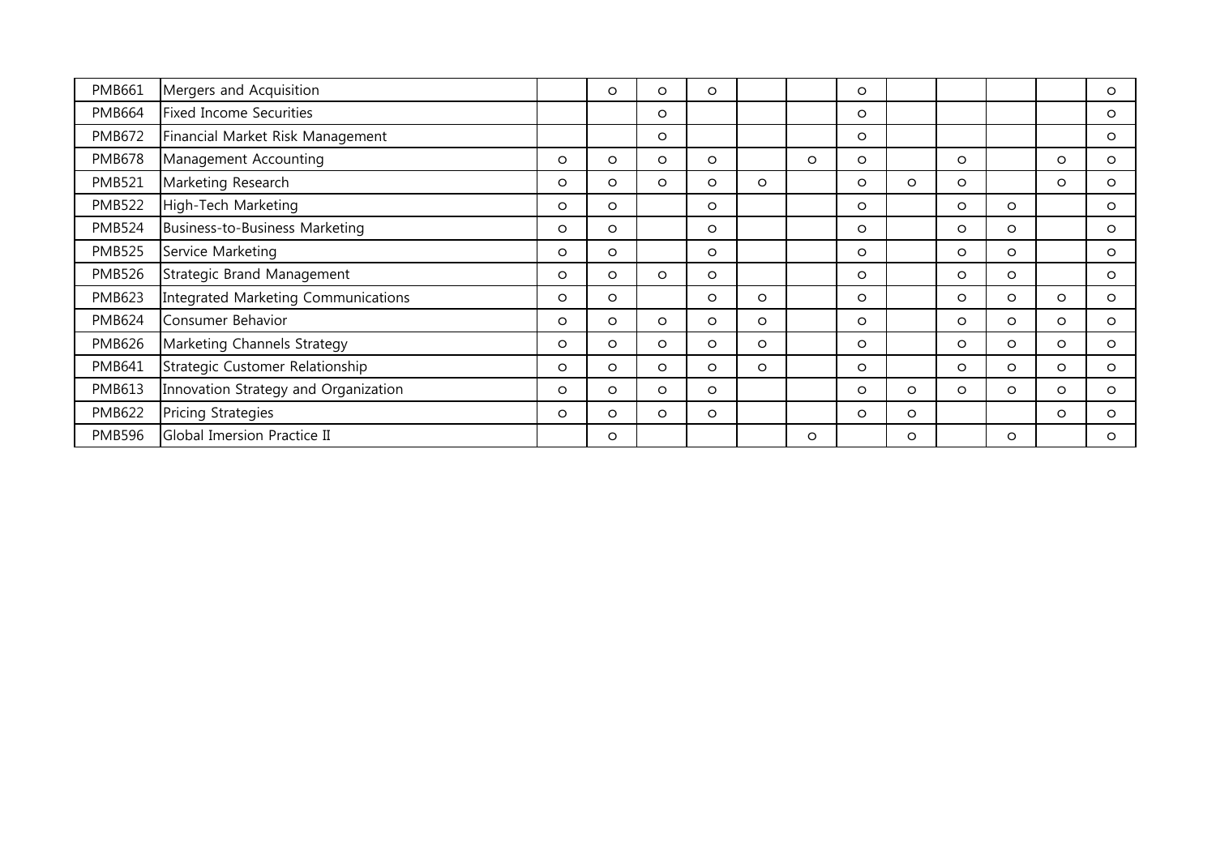| | | | | | | | | | | | | | |
|---|---|---|---|---|---|---|---|---|---|---|---|---|---|
| PMB661 | Mergers and Acquisition | | ○ | ○ | ○ | | | ○ | | | | | ○ |
| PMB664 | Fixed Income Securities | | | ○ | | | | ○ | | | | | ○ |
| PMB672 | Financial Market Risk Management | | | ○ | | | | ○ | | | | | ○ |
| PMB678 | Management Accounting | ○ | ○ | ○ | ○ | | ○ | ○ | | ○ | | ○ | ○ |
| PMB521 | Marketing Research | ○ | ○ | ○ | ○ | ○ | | ○ | ○ | ○ | | ○ | ○ |
| PMB522 | High-Tech Marketing | ○ | ○ | | ○ | | | ○ | | ○ | ○ | | ○ |
| PMB524 | Business-to-Business Marketing | ○ | ○ | | ○ | | | ○ | | ○ | ○ | | ○ |
| PMB525 | Service Marketing | ○ | ○ | | ○ | | | ○ | | ○ | ○ | | ○ |
| PMB526 | Strategic Brand Management | ○ | ○ | ○ | ○ | | | ○ | | ○ | ○ | | ○ |
| PMB623 | Integrated Marketing Communications | ○ | ○ | | ○ | ○ | | ○ | | ○ | ○ | ○ | ○ |
| PMB624 | Consumer Behavior | ○ | ○ | ○ | ○ | ○ | | ○ | | ○ | ○ | ○ | ○ |
| PMB626 | Marketing Channels Strategy | ○ | ○ | ○ | ○ | ○ | | ○ | | ○ | ○ | ○ | ○ |
| PMB641 | Strategic Customer Relationship | ○ | ○ | ○ | ○ | ○ | | ○ | | ○ | ○ | ○ | ○ |
| PMB613 | Innovation Strategy and Organization | ○ | ○ | ○ | ○ | | | ○ | ○ | ○ | ○ | ○ | ○ |
| PMB622 | Pricing Strategies | ○ | ○ | ○ | ○ | | | ○ | ○ | | | ○ | ○ |
| PMB596 | Global Imersion Practice II | | ○ | | | | ○ | | ○ | | ○ | | ○ |